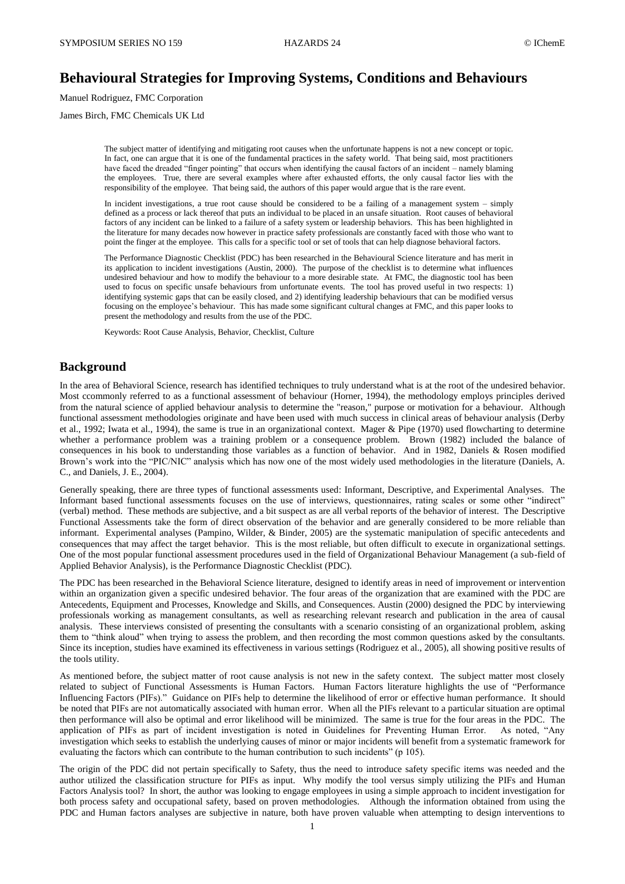# Behavioural Strategies for Improving Systems, Conditions and Behaviours

Manuel Rodriguez, FMC Corporation

James Birch, FMC Chemicals UK Ltd

The subject matter of identifying and mitigating root causes when the unfortunate happens is not a new concept or topic. In fact, one can argue that it is one of the fundamental practices in the safety world. That being said, most practitioners have faced the dreaded "finger pointing" that occurs when identifying the causal factors of an incident – namely blaming the employees. True, there are several examples where after exhausted efforts, the only causal factor lies with the responsibility of the employee. That being said, the authors of this paper would argue that is the rare event.

In incident investigations, a true root cause should be considered to be a failing of a management system – simply defined as a process or lack thereof that puts an individual to be placed in an unsafe situation. Root causes of behavioral factors of any incident can be linked to a failure of a safety system or leadership behaviors. This has been highlighted in the literature for many decades now however in practice safety professionals are constantly faced with those who want to point the finger at the employee. This calls for a specific tool or set of tools that can help diagnose behavioral factors.

The Performance Diagnostic Checklist (PDC) has been researched in the Behavioural Science literature and has merit in its application to incident investigations (Austin, 2000). The purpose of the checklist is to determine what influences undesired behaviour and how to modify the behaviour to a more desirable state. At FMC, the diagnostic tool has been used to focus on specific unsafe behaviours from unfortunate events. The tool has proved useful in two respects: 1) identifying systemic gaps that can be easily closed, and 2) identifying leadership behaviours that can be modified versus focusing on the employee's behaviour. This has made some significant cultural changes at FMC, and this paper looks to present the methodology and results from the use of the PDC.

Keywords: Root Cause Analysis, Behavior, Checklist, Culture

## Background

In the area of Behavioral Science, research has identified techniques to truly understand what is at the root of the undesired behavior. Most ccommonly referred to as a functional assessment of behaviour (Horner, 1994), the methodology employs principles derived from the natural science of applied behaviour analysis to determine the "reason," purpose or motivation for a behaviour. Although functional assessment methodologies originate and have been used with much success in clinical areas of behaviour analysis (Derby et al., 1992; Iwata et al., 1994), the same is true in an organizational context. Mager & Pipe (1970) used flowcharting to determine whether a performance problem was a training problem or a consequence problem. Brown (1982) included the balance of consequences in his book to understanding those variables as a function of behavior. And in 1982, Daniels & Rosen modified Brown's work into the "PIC/NIC" analysis which has now one of the most widely used methodologies in the literature (Daniels, A. C., and Daniels, J. E., 2004).

Generally speaking, there are three types of functional assessments used: Informant, Descriptive, and Experimental Analyses. The Informant based functional assessments focuses on the use of interviews, questionnaires, rating scales or some other "indirect" (verbal) method. These methods are subjective, and a bit suspect as are all verbal reports of the behavior of interest. The Descriptive Functional Assessments take the form of direct observation of the behavior and are generally considered to be more reliable than informant. Experimental analyses (Pampino, Wilder, & Binder, 2005) are the systematic manipulation of specific antecedents and consequences that may affect the target behavior. This is the most reliable, but often difficult to execute in organizational settings. One of the most popular functional assessment procedures used in the field of Organizational Behaviour Management (a sub-field of Applied Behavior Analysis), is the Performance Diagnostic Checklist (PDC).

The PDC has been researched in the Behavioral Science literature, designed to identify areas in need of improvement or intervention within an organization given a specific undesired behavior. The four areas of the organization that are examined with the PDC are Antecedents, Equipment and Processes, Knowledge and Skills, and Consequences. Austin (2000) designed the PDC by interviewing professionals working as management consultants, as well as researching relevant research and publication in the area of causal analysis. These interviews consisted of presenting the consultants with a scenario consisting of an organizational problem, asking them to "think aloud" when trying to assess the problem, and then recording the most common questions asked by the consultants. Since its inception, studies have examined its effectiveness in various settings (Rodriguez et al., 2005), all showing positive results of the tools utility.

As mentioned before, the subject matter of root cause analysis is not new in the safety context. The subject matter most closely related to subject of Functional Assessments is Human Factors. Human Factors literature highlights the use of "Performance Influencing Factors (PIFs)." Guidance on PIFs help to determine the likelihood of error or effective human performance. It should be noted that PIFs are not automatically associated with human error. When all the PIFs relevant to a particular situation are optimal then performance will also be optimal and error likelihood will be minimized. The same is true for the four areas in the PDC. The application of PIFs as part of incident investigation is noted in Guidelines for Preventing Human Error. As noted, "Any investigation which seeks to establish the underlying causes of minor or major incidents will benefit from a systematic framework for evaluating the factors which can contribute to the human contribution to such incidents" (p 105).

The origin of the PDC did not pertain specifically to Safety, thus the need to introduce safety specific items was needed and the author utilized the classification structure for PIFs as input. Why modify the tool versus simply utilizing the PIFs and Human Factors Analysis tool? In short, the author was looking to engage employees in using a simple approach to incident investigation for both process safety and occupational safety, based on proven methodologies. Although the information obtained from using the PDC and Human factors analyses are subjective in nature, both have proven valuable when attempting to design interventions to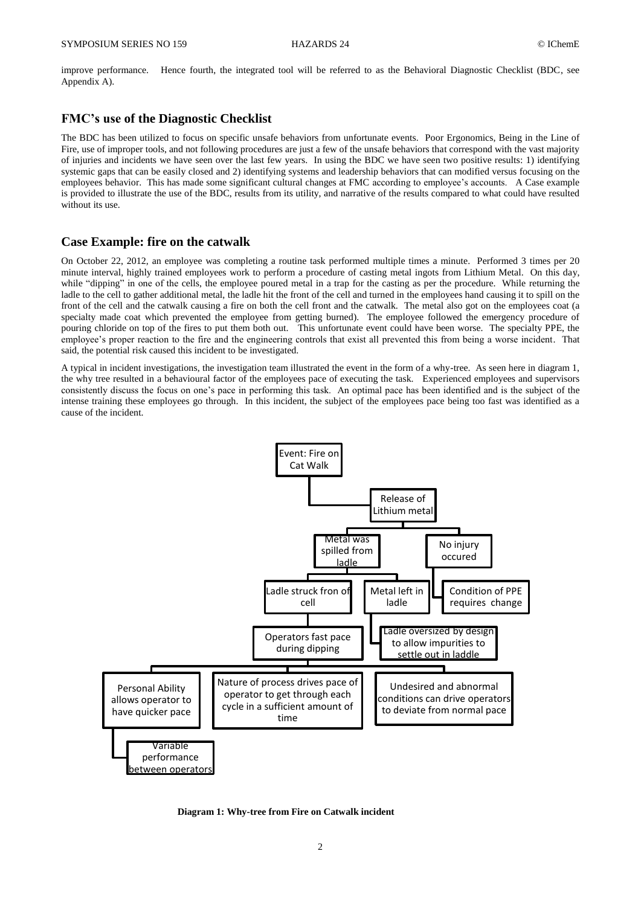improve performance. Hence fourth, the integrated tool will be referred to as the Behavioral Diagnostic Checklist (BDC, see Appendix A).

## FMC's use of the Diagnostic Checklist

The BDC has been utilized to focus on specific unsafe behaviors from unfortunate events. Poor Ergonomics, Being in the Line of Fire, use of improper tools, and not following procedures are just a few of the unsafe behaviors that correspond with the vast majority of injuries and incidents we have seen over the last few years. In using the BDC we have seen two positive results: 1) identifying systemic gaps that can be easily closed and 2) identifying systems and leadership behaviors that can modified versus focusing on the employees behavior. This has made some significant cultural changes at FMC according to employee's accounts. A Case example is provided to illustrate the use of the BDC, results from its utility, and narrative of the results compared to what could have resulted without its use.

## Case Example: fire on the catwalk

On October 22, 2012, an employee was completing a routine task performed multiple times a minute. Performed 3 times per 20 minute interval, highly trained employees work to perform a procedure of casting metal ingots from Lithium Metal. On this day, while "dipping" in one of the cells, the employee poured metal in a trap for the casting as per the procedure. While returning the ladle to the cell to gather additional metal, the ladle hit the front of the cell and turned in the employees hand causing it to spill on the front of the cell and the catwalk causing a fire on both the cell front and the catwalk. The metal also got on the employees coat (a specialty made coat which prevented the employee from getting burned). The employee followed the emergency procedure of pouring chloride on top of the fires to put them both out. This unfortunate event could have been worse. The specialty PPE, the employee's proper reaction to the fire and the engineering controls that exist all prevented this from being a worse incident. That said, the potential risk caused this incident to be investigated.

A typical in incident investigations, the investigation team illustrated the event in the form of a why-tree. As seen here in diagram 1, the why tree resulted in a behavioural factor of the employees pace of executing the task. Experienced employees and supervisors consistently discuss the focus on one's pace in performing this task. An optimal pace has been identified and is the subject of the intense training these employees go through. In this incident, the subject of the employees pace being too fast was identified as a cause of the incident.

- Event: Fire on Cat Walk
  - Release of Lithium metal
    - Metal was spilled from ladle
      - Ladle struck fron of cell
        - Operators fast pace during dipping
          - Personal Ability allows operator to have quicker pace
            - Variable performance between operators
          - Nature of process drives pace of operator to get through each cycle in a sufficient amount of time
          - Undesired and abnormal conditions can drive operators to deviate from normal pace
      - Metal left in ladle
        - Ladle oversized by design to allow impurities to settle out in laddle
    - No injury occured
      - Condition of PPE requires change

**Diagram 1: Why-tree from Fire on Catwalk incident**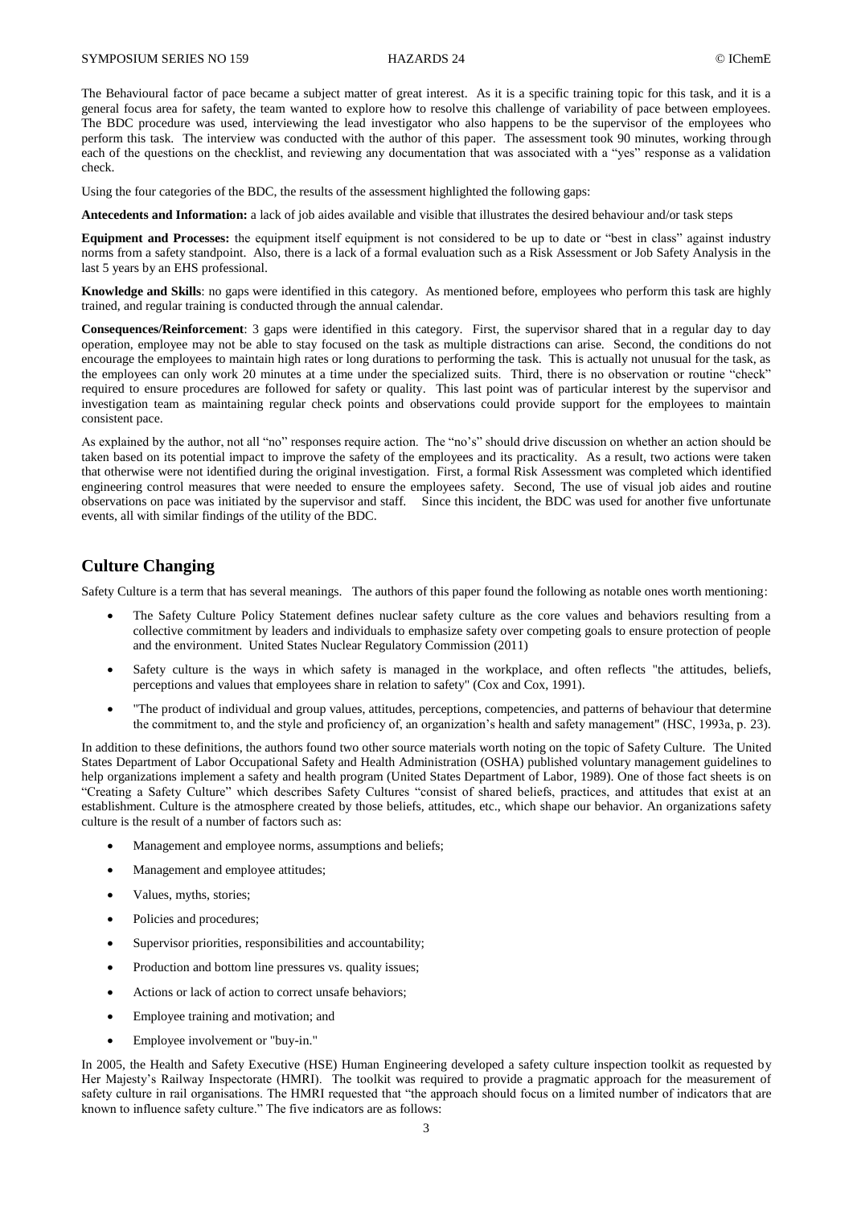The Behavioural factor of pace became a subject matter of great interest. As it is a specific training topic for this task, and it is a general focus area for safety, the team wanted to explore how to resolve this challenge of variability of pace between employees. The BDC procedure was used, interviewing the lead investigator who also happens to be the supervisor of the employees who perform this task. The interview was conducted with the author of this paper. The assessment took 90 minutes, working through each of the questions on the checklist, and reviewing any documentation that was associated with a "yes" response as a validation check.

Using the four categories of the BDC, the results of the assessment highlighted the following gaps:

**Antecedents and Information:** a lack of job aides available and visible that illustrates the desired behaviour and/or task steps

**Equipment and Processes:** the equipment itself equipment is not considered to be up to date or "best in class" against industry norms from a safety standpoint. Also, there is a lack of a formal evaluation such as a Risk Assessment or Job Safety Analysis in the last 5 years by an EHS professional.

**Knowledge and Skills**: no gaps were identified in this category. As mentioned before, employees who perform this task are highly trained, and regular training is conducted through the annual calendar.

**Consequences/Reinforcement**: 3 gaps were identified in this category. First, the supervisor shared that in a regular day to day operation, employee may not be able to stay focused on the task as multiple distractions can arise. Second, the conditions do not encourage the employees to maintain high rates or long durations to performing the task. This is actually not unusual for the task, as the employees can only work 20 minutes at a time under the specialized suits. Third, there is no observation or routine "check" required to ensure procedures are followed for safety or quality. This last point was of particular interest by the supervisor and investigation team as maintaining regular check points and observations could provide support for the employees to maintain consistent pace.

As explained by the author, not all "no" responses require action. The "no's" should drive discussion on whether an action should be taken based on its potential impact to improve the safety of the employees and its practicality. As a result, two actions were taken that otherwise were not identified during the original investigation. First, a formal Risk Assessment was completed which identified engineering control measures that were needed to ensure the employees safety. Second, The use of visual job aides and routine observations on pace was initiated by the supervisor and staff. Since this incident, the BDC was used for another five unfortunate events, all with similar findings of the utility of the BDC.

## Culture Changing

Safety Culture is a term that has several meanings. The authors of this paper found the following as notable ones worth mentioning:

- The Safety Culture Policy Statement defines nuclear safety culture as the core values and behaviors resulting from a collective commitment by leaders and individuals to emphasize safety over competing goals to ensure protection of people and the environment. United States Nuclear Regulatory Commission (2011)
- Safety culture is the ways in which safety is managed in the workplace, and often reflects "the attitudes, beliefs, perceptions and values that employees share in relation to safety" (Cox and Cox, 1991).
- "The product of individual and group values, attitudes, perceptions, competencies, and patterns of behaviour that determine the commitment to, and the style and proficiency of, an organization's health and safety management" (HSC, 1993a, p. 23).

In addition to these definitions, the authors found two other source materials worth noting on the topic of Safety Culture. The United States Department of Labor Occupational Safety and Health Administration (OSHA) published voluntary management guidelines to help organizations implement a safety and health program (United States Department of Labor, 1989). One of those fact sheets is on "Creating a Safety Culture" which describes Safety Cultures "consist of shared beliefs, practices, and attitudes that exist at an establishment. Culture is the atmosphere created by those beliefs, attitudes, etc., which shape our behavior. An organizations safety culture is the result of a number of factors such as:

- Management and employee norms, assumptions and beliefs;
- Management and employee attitudes;
- Values, myths, stories;
- Policies and procedures;
- Supervisor priorities, responsibilities and accountability;
- Production and bottom line pressures vs. quality issues;
- Actions or lack of action to correct unsafe behaviors;
- Employee training and motivation; and
- Employee involvement or "buy-in."

In 2005, the Health and Safety Executive (HSE) Human Engineering developed a safety culture inspection toolkit as requested by Her Majesty's Railway Inspectorate (HMRI). The toolkit was required to provide a pragmatic approach for the measurement of safety culture in rail organisations. The HMRI requested that "the approach should focus on a limited number of indicators that are known to influence safety culture." The five indicators are as follows: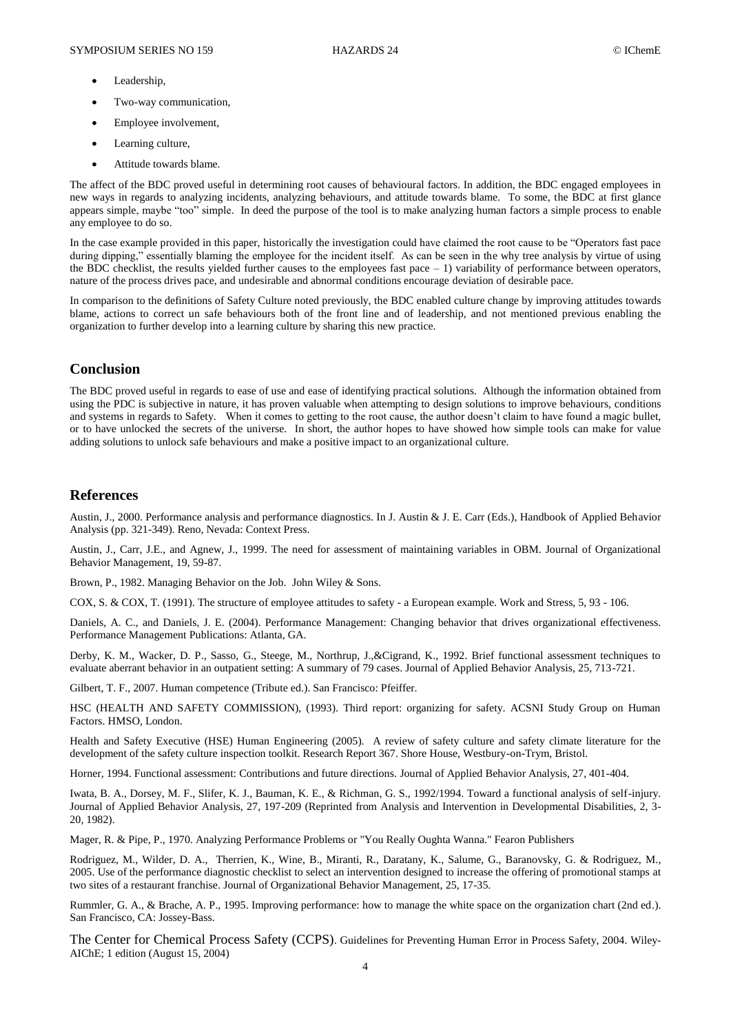- Leadership,
- Two-way communication,
- Employee involvement,
- Learning culture,
- Attitude towards blame.

The affect of the BDC proved useful in determining root causes of behavioural factors. In addition, the BDC engaged employees in new ways in regards to analyzing incidents, analyzing behaviours, and attitude towards blame. To some, the BDC at first glance appears simple, maybe "too" simple. In deed the purpose of the tool is to make analyzing human factors a simple process to enable any employee to do so.

In the case example provided in this paper, historically the investigation could have claimed the root cause to be "Operators fast pace during dipping," essentially blaming the employee for the incident itself. As can be seen in the why tree analysis by virtue of using the BDC checklist, the results yielded further causes to the employees fast pace – 1) variability of performance between operators, nature of the process drives pace, and undesirable and abnormal conditions encourage deviation of desirable pace.

In comparison to the definitions of Safety Culture noted previously, the BDC enabled culture change by improving attitudes towards blame, actions to correct un safe behaviours both of the front line and of leadership, and not mentioned previous enabling the organization to further develop into a learning culture by sharing this new practice.

## Conclusion

The BDC proved useful in regards to ease of use and ease of identifying practical solutions. Although the information obtained from using the PDC is subjective in nature, it has proven valuable when attempting to design solutions to improve behaviours, conditions and systems in regards to Safety. When it comes to getting to the root cause, the author doesn't claim to have found a magic bullet, or to have unlocked the secrets of the universe. In short, the author hopes to have showed how simple tools can make for value adding solutions to unlock safe behaviours and make a positive impact to an organizational culture.

## References

Austin, J., 2000. Performance analysis and performance diagnostics. In J. Austin & J. E. Carr (Eds.), Handbook of Applied Behavior Analysis (pp. 321-349). Reno, Nevada: Context Press.

Austin, J., Carr, J.E., and Agnew, J., 1999. The need for assessment of maintaining variables in OBM. Journal of Organizational Behavior Management, 19, 59-87.

Brown, P., 1982. Managing Behavior on the Job. John Wiley & Sons.

COX, S. & COX, T. (1991). The structure of employee attitudes to safety - a European example. Work and Stress, 5, 93 - 106.

Daniels, A. C., and Daniels, J. E. (2004). Performance Management: Changing behavior that drives organizational effectiveness. Performance Management Publications: Atlanta, GA.

Derby, K. M., Wacker, D. P., Sasso, G., Steege, M., Northrup, J.,&Cigrand, K., 1992. Brief functional assessment techniques to evaluate aberrant behavior in an outpatient setting: A summary of 79 cases. Journal of Applied Behavior Analysis, 25, 713-721.

Gilbert, T. F., 2007. Human competence (Tribute ed.). San Francisco: Pfeiffer.

HSC (HEALTH AND SAFETY COMMISSION), (1993). Third report: organizing for safety. ACSNI Study Group on Human Factors. HMSO, London.

Health and Safety Executive (HSE) Human Engineering (2005). A review of safety culture and safety climate literature for the development of the safety culture inspection toolkit. Research Report 367. Shore House, Westbury-on-Trym, Bristol.

Horner, 1994. Functional assessment: Contributions and future directions. Journal of Applied Behavior Analysis, 27, 401-404.

Iwata, B. A., Dorsey, M. F., Slifer, K. J., Bauman, K. E., & Richman, G. S., 1992/1994. Toward a functional analysis of self-injury. Journal of Applied Behavior Analysis, 27, 197-209 (Reprinted from Analysis and Intervention in Developmental Disabilities, 2, 3-20, 1982).

Mager, R. & Pipe, P., 1970. Analyzing Performance Problems or "You Really Oughta Wanna." Fearon Publishers

Rodriguez, M., Wilder, D. A., Therrien, K., Wine, B., Miranti, R., Daratany, K., Salume, G., Baranovsky, G. & Rodriguez, M., 2005. Use of the performance diagnostic checklist to select an intervention designed to increase the offering of promotional stamps at two sites of a restaurant franchise. Journal of Organizational Behavior Management, 25, 17-35.

Rummler, G. A., & Brache, A. P., 1995. Improving performance: how to manage the white space on the organization chart (2nd ed.). San Francisco, CA: Jossey-Bass.

The Center for Chemical Process Safety (CCPS). Guidelines for Preventing Human Error in Process Safety, 2004. Wiley-AIChE; 1 edition (August 15, 2004)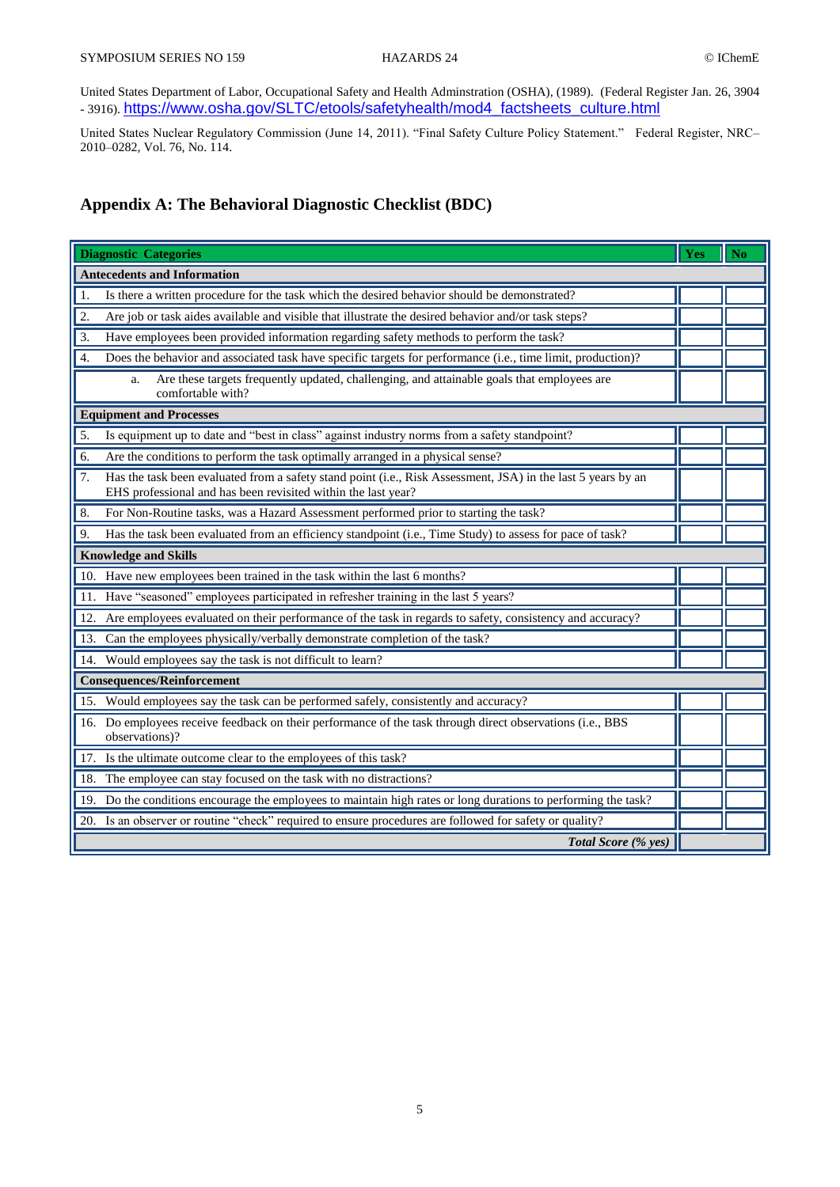United States Department of Labor, Occupational Safety and Health Adminstration (OSHA), (1989). (Federal Register Jan. 26, 3904 - 3916). https://www.osha.gov/SLTC/etools/safetyhealth/mod4_factsheets_culture.html

United States Nuclear Regulatory Commission (June 14, 2011). "Final Safety Culture Policy Statement." Federal Register, NRC–2010–0282, Vol. 76, No. 114.

## Appendix A: The Behavioral Diagnostic Checklist (BDC)

| Diagnostic Categories | Yes | No |
|---|---|---|
| **Antecedents and Information** | | |
| 1. Is there a written procedure for the task which the desired behavior should be demonstrated? | | |
| 2. Are job or task aides available and visible that illustrate the desired behavior and/or task steps? | | |
| 3. Have employees been provided information regarding safety methods to perform the task? | | |
| 4. Does the behavior and associated task have specific targets for performance (i.e., time limit, production)? | | |
| a. Are these targets frequently updated, challenging, and attainable goals that employees are comfortable with? | | |
| **Equipment and Processes** | | |
| 5. Is equipment up to date and "best in class" against industry norms from a safety standpoint? | | |
| 6. Are the conditions to perform the task optimally arranged in a physical sense? | | |
| 7. Has the task been evaluated from a safety stand point (i.e., Risk Assessment, JSA) in the last 5 years by an EHS professional and has been revisited within the last year? | | |
| 8. For Non-Routine tasks, was a Hazard Assessment performed prior to starting the task? | | |
| 9. Has the task been evaluated from an efficiency standpoint (i.e., Time Study) to assess for pace of task? | | |
| **Knowledge and Skills** | | |
| 10. Have new employees been trained in the task within the last 6 months? | | |
| 11. Have "seasoned" employees participated in refresher training in the last 5 years? | | |
| 12. Are employees evaluated on their performance of the task in regards to safety, consistency and accuracy? | | |
| 13. Can the employees physically/verbally demonstrate completion of the task? | | |
| 14. Would employees say the task is not difficult to learn? | | |
| **Consequences/Reinforcement** | | |
| 15. Would employees say the task can be performed safely, consistently and accuracy? | | |
| 16. Do employees receive feedback on their performance of the task through direct observations (i.e., BBS observations)? | | |
| 17. Is the ultimate outcome clear to the employees of this task? | | |
| 18. The employee can stay focused on the task with no distractions? | | |
| 19. Do the conditions encourage the employees to maintain high rates or long durations to performing the task? | | |
| 20. Is an observer or routine "check" required to ensure procedures are followed for safety or quality? | | |
| ***Total Score (% yes)*** | | |